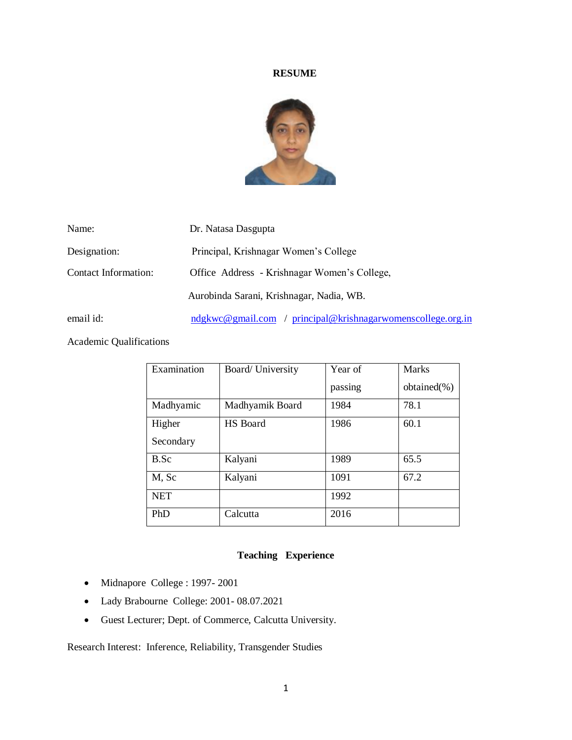# RESUME

| | |
|---|---|
| Name: | Dr. Natasa Dasgupta |
| Designation: | Principal, Krishnagar Women's College |
| Contact Information: | Office Address - Krishnagar Women's College, Aurobinda Sarani, Krishnagar, Nadia, WB. |
| email id: | ndgkwc@gmail.com / principal@krishnagarwomenscollege.org.in |

Academic Qualifications

| Examination | Board/ University | Year of passing | Marks obtained(%) |
|---|---|---|---|
| Madhyamic | Madhyamik Board | 1984 | 78.1 |
| Higher Secondary | HS Board | 1986 | 60.1 |
| B.Sc | Kalyani | 1989 | 65.5 |
| M, Sc | Kalyani | 1091 | 67.2 |
| NET | | 1992 | |
| PhD | Calcutta | 2016 | |

## Teaching Experience

- Midnapore College : 1997- 2001
- Lady Brabourne College: 2001- 08.07.2021
- Guest Lecturer; Dept. of Commerce, Calcutta University.

Research Interest: Inference, Reliability, Transgender Studies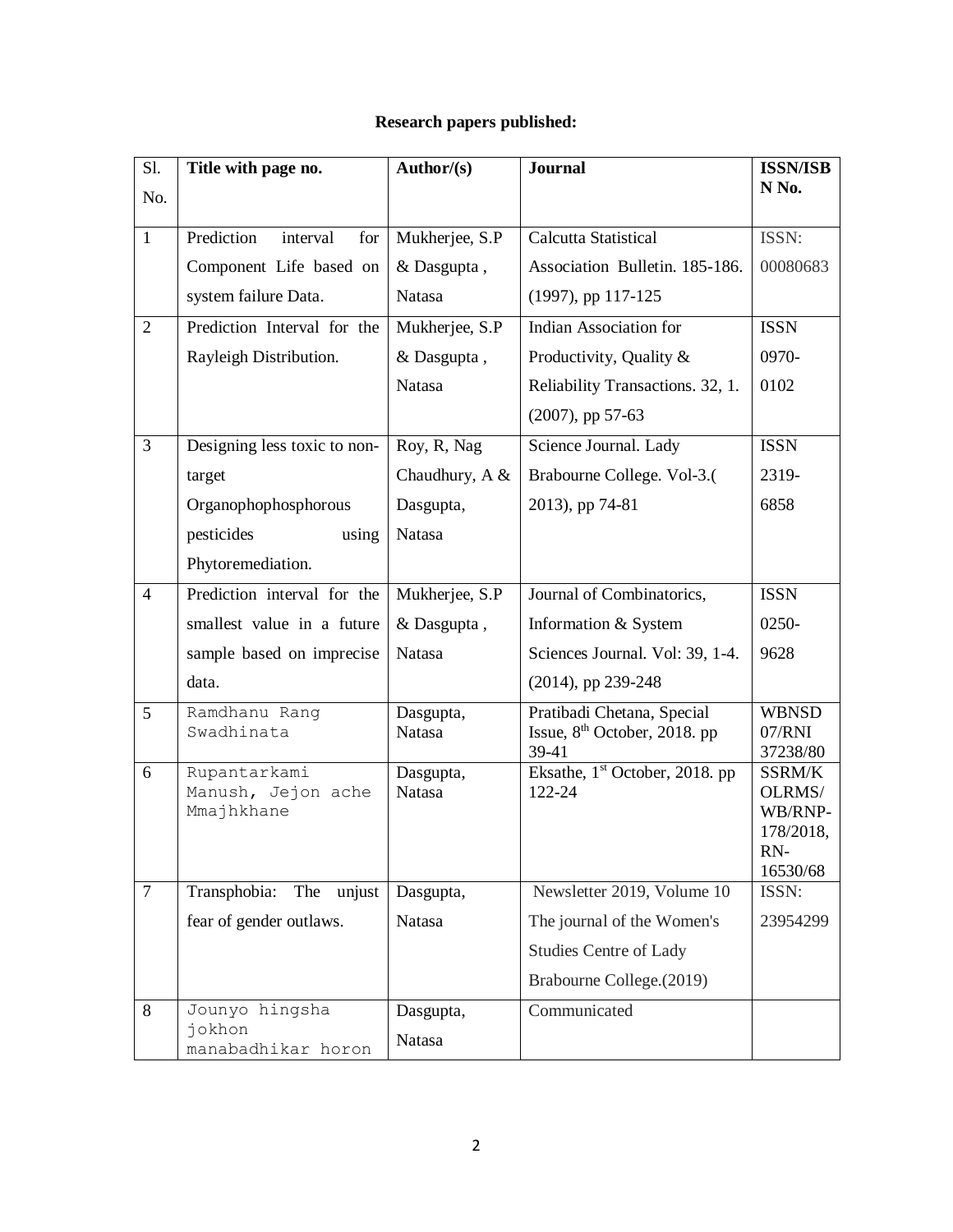**Research papers published:**

| Sl. No. | Title with page no. | Author/(s) | Journal | ISSN/ISBN No. |
|---|---|---|---|---|
| 1 | Prediction interval for Component Life based on system failure Data. | Mukherjee, S.P & Dasgupta , Natasa | Calcutta Statistical Association Bulletin. 185-186. (1997), pp 117-125 | ISSN: 00080683 |
| 2 | Prediction Interval for the Rayleigh Distribution. | Mukherjee, S.P & Dasgupta , Natasa | Indian Association for Productivity, Quality & Reliability Transactions. 32, 1. (2007), pp 57-63 | ISSN 0970-0102 |
| 3 | Designing less toxic to non-target Organophophosphorous pesticides using Phytoremediation. | Roy, R, Nag Chaudhury, A & Dasgupta, Natasa | Science Journal. Lady Brabourne College. Vol-3.( 2013), pp 74-81 | ISSN 2319-6858 |
| 4 | Prediction interval for the smallest value in a future sample based on imprecise data. | Mukherjee, S.P & Dasgupta , Natasa | Journal of Combinatorics, Information & System Sciences Journal. Vol: 39, 1-4. (2014), pp 239-248 | ISSN 0250-9628 |
| 5 | Ramdhanu Rang Swadhinata | Dasgupta, Natasa | Pratibadi Chetana, Special Issue, 8th October, 2018. pp 39-41 | WBNSD 07/RNI 37238/80 |
| 6 | Rupantarkami Manush, Jejon ache Mmajhkhane | Dasgupta, Natasa | Eksathe, 1st October, 2018. pp 122-24 | SSRM/KOLRMS/WB/RNP-178/2018, RN-16530/68 |
| 7 | Transphobia: The unjust fear of gender outlaws. | Dasgupta, Natasa | Newsletter 2019, Volume 10 The journal of the Women's Studies Centre of Lady Brabourne College.(2019) | ISSN: 23954299 |
| 8 | Jounyo hingsha jokhon manabadhikar horon | Dasgupta, Natasa | Communicated | |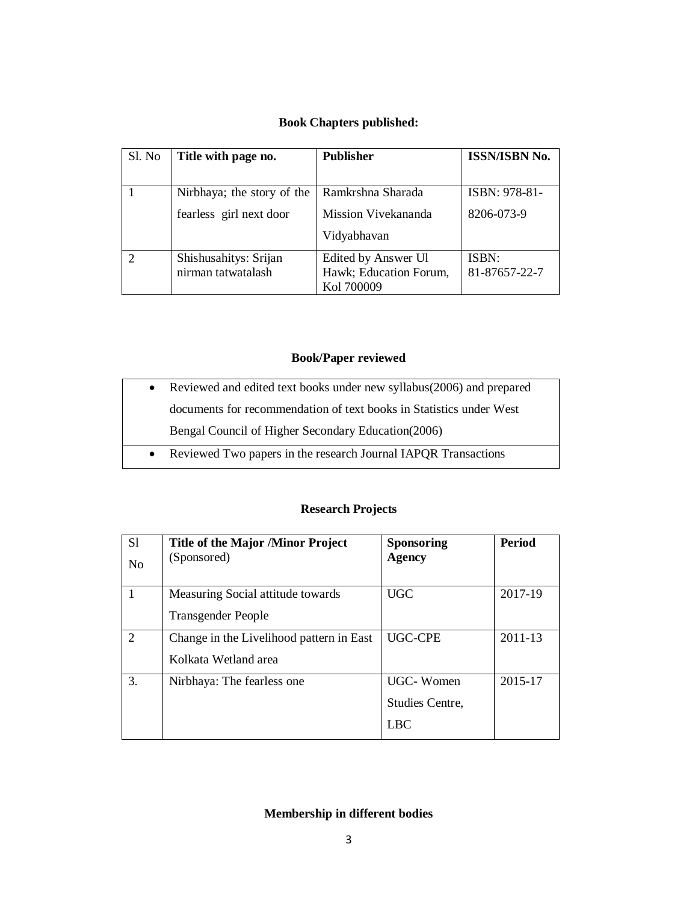## Book Chapters published:

| Sl. No | Title with page no. | Publisher | ISSN/ISBN No. |
|---|---|---|---|
| 1 | Nirbhaya; the story of the fearless girl next door | Ramkrshna Sharada Mission Vivekananda Vidyabhavan | ISBN: 978-81-8206-073-9 |
| 2 | Shishusahitys: Srijan nirman tatwatalash | Edited by Answer Ul Hawk; Education Forum, Kol 700009 | ISBN: 81-87657-22-7 |

## Book/Paper reviewed

- Reviewed and edited text books under new syllabus(2006) and prepared documents for recommendation of text books in Statistics under West Bengal Council of Higher Secondary Education(2006)
- Reviewed Two papers in the research Journal IAPQR Transactions

## Research Projects

| Sl No | **Title of the Major /Minor Project** (Sponsored) | Sponsoring Agency | Period |
|---|---|---|---|
| 1 | Measuring Social attitude towards Transgender People | UGC | 2017-19 |
| 2 | Change in the Livelihood pattern in East Kolkata Wetland area | UGC-CPE | 2011-13 |
| 3. | Nirbhaya: The fearless one | UGC- Women Studies Centre, LBC | 2015-17 |

## Membership in different bodies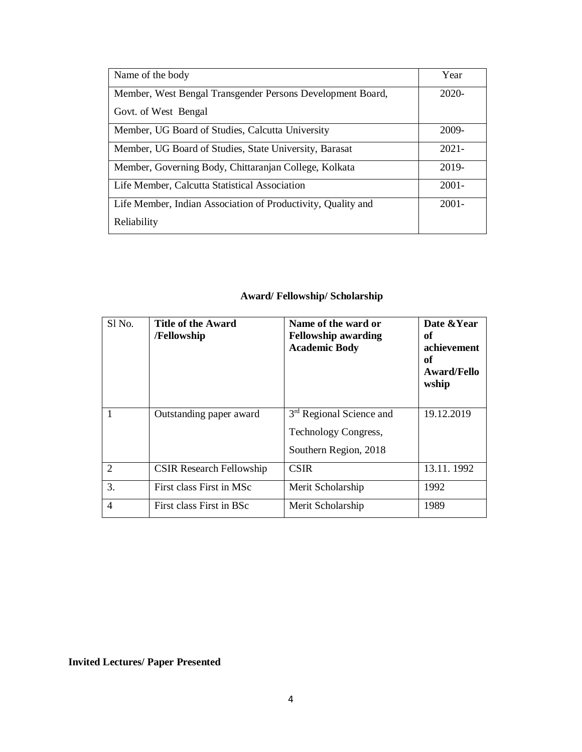| Name of the body | Year |
| --- | --- |
| Member, West Bengal Transgender Persons Development Board, Govt. of West Bengal | 2020- |
| Member, UG Board of Studies, Calcutta University | 2009- |
| Member, UG Board of Studies, State University, Barasat | 2021- |
| Member, Governing Body, Chittaranjan College, Kolkata | 2019- |
| Life Member, Calcutta Statistical Association | 2001- |
| Life Member, Indian Association of Productivity, Quality and Reliability | 2001- |

## Award/ Fellowship/ Scholarship

| Sl No. | **Title of the Award /Fellowship** | **Name of the ward or Fellowship awarding Academic Body** | **Date &Year of achievement of Award/Fellowship** |
| --- | --- | --- | --- |
| 1 | Outstanding paper award | 3rd Regional Science and Technology Congress, Southern Region, 2018 | 19.12.2019 |
| 2 | CSIR Research Fellowship | CSIR | 13.11. 1992 |
| 3. | First class First in MSc | Merit Scholarship | 1992 |
| 4 | First class First in BSc | Merit Scholarship | 1989 |

**Invited Lectures/ Paper Presented**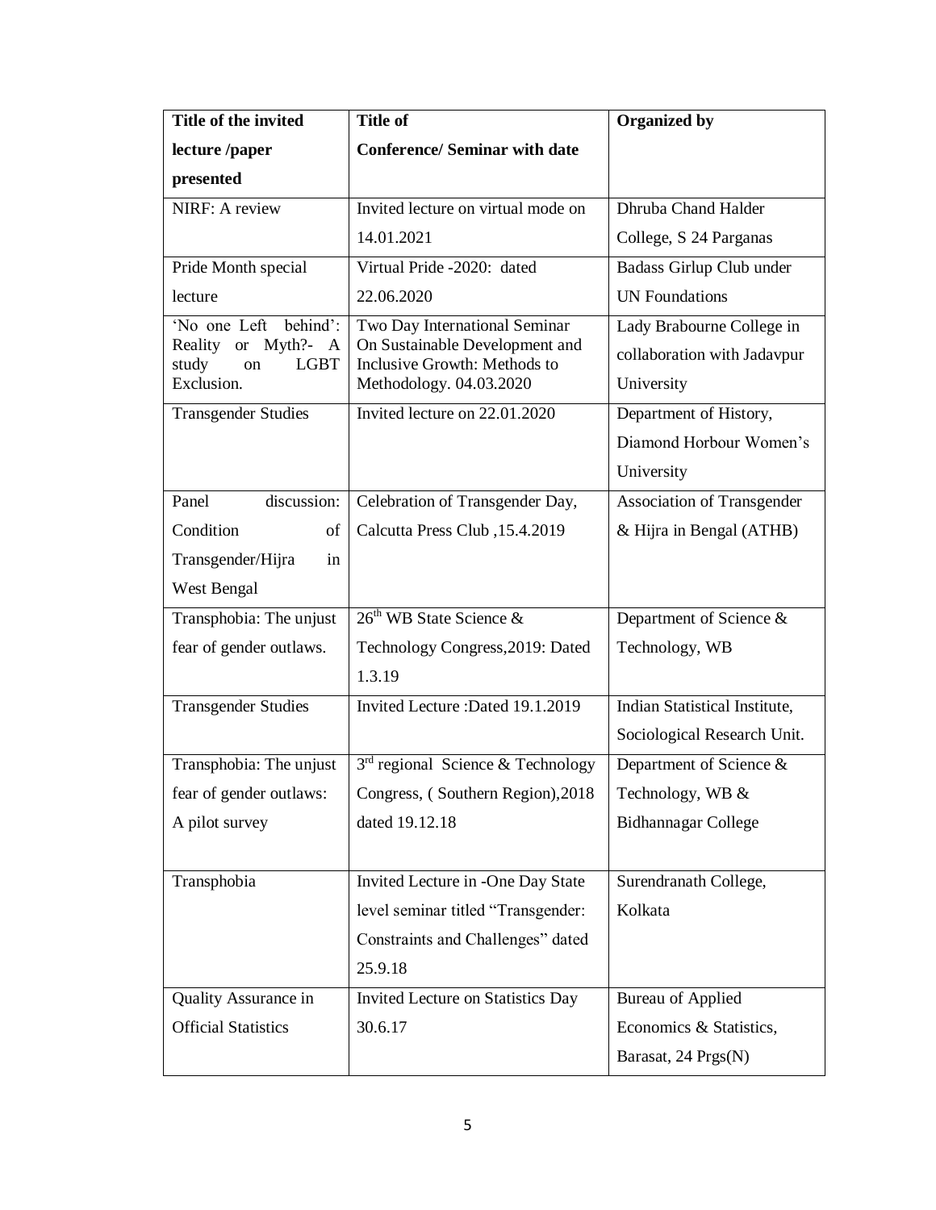| Title of the invited lecture /paper presented | Title of Conference/ Seminar with date | Organized by |
|---|---|---|
| NIRF: A review | Invited lecture on virtual mode on 14.01.2021 | Dhruba Chand Halder College, S 24 Parganas |
| Pride Month special lecture | Virtual Pride -2020: dated 22.06.2020 | Badass Girlup Club under UN Foundations |
| 'No one Left behind': Reality or Myth?- A study on LGBT Exclusion. | Two Day International Seminar On Sustainable Development and Inclusive Growth: Methods to Methodology. 04.03.2020 | Lady Brabourne College in collaboration with Jadavpur University |
| Transgender Studies | Invited lecture on 22.01.2020 | Department of History, Diamond Horbour Women's University |
| Panel discussion: Condition of Transgender/Hijra in West Bengal | Celebration of Transgender Day, Calcutta Press Club ,15.4.2019 | Association of Transgender & Hijra in Bengal (ATHB) |
| Transphobia: The unjust fear of gender outlaws. | 26th WB State Science & Technology Congress,2019: Dated 1.3.19 | Department of Science & Technology, WB |
| Transgender Studies | Invited Lecture :Dated 19.1.2019 | Indian Statistical Institute, Sociological Research Unit. |
| Transphobia: The unjust fear of gender outlaws: A pilot survey | 3rd regional Science & Technology Congress, ( Southern Region),2018 dated 19.12.18 | Department of Science & Technology, WB & Bidhannagar College |
| Transphobia | Invited Lecture in -One Day State level seminar titled "Transgender: Constraints and Challenges" dated 25.9.18 | Surendranath College, Kolkata |
| Quality Assurance in Official Statistics | Invited Lecture on Statistics Day 30.6.17 | Bureau of Applied Economics & Statistics, Barasat, 24 Prgs(N) |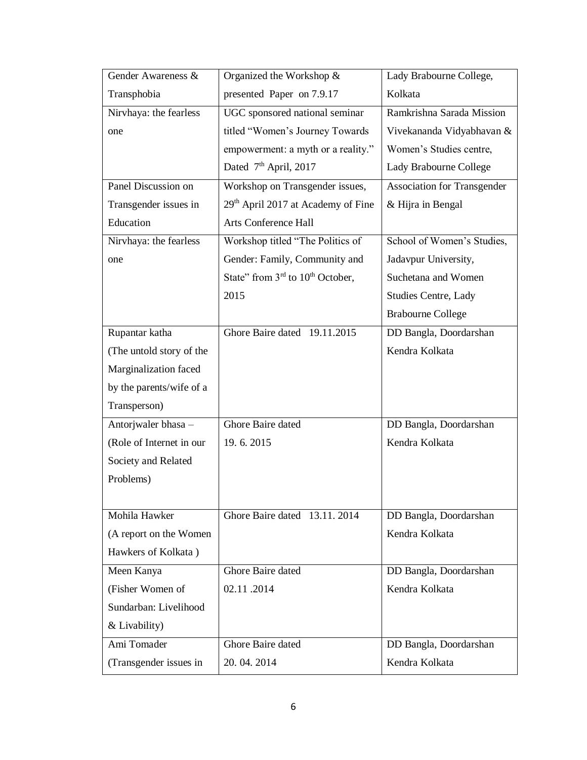| Gender Awareness & Transphobia | Organized the Workshop & presented Paper on 7.9.17 | Lady Brabourne College, Kolkata |
|---|---|---|
| Nirvhaya: the fearless one | UGC sponsored national seminar titled "Women's Journey Towards empowerment: a myth or a reality." Dated 7th April, 2017 | Ramkrishna Sarada Mission Vivekananda Vidyabhavan & Women's Studies centre, Lady Brabourne College |
| Panel Discussion on Transgender issues in Education | Workshop on Transgender issues, 29th April 2017 at Academy of Fine Arts Conference Hall | Association for Transgender & Hijra in Bengal |
| Nirvhaya: the fearless one | Workshop titled "The Politics of Gender: Family, Community and State" from 3rd to 10th October, 2015 | School of Women's Studies, Jadavpur University, Suchetana and Women Studies Centre, Lady Brabourne College |
| Rupantar katha (The untold story of the Marginalization faced by the parents/wife of a Transperson) | Ghore Baire dated 19.11.2015 | DD Bangla, Doordarshan Kendra Kolkata |
| Antorjwaler bhasa – (Role of Internet in our Society and Related Problems) | Ghore Baire dated 19. 6. 2015 | DD Bangla, Doordarshan Kendra Kolkata |
| Mohila Hawker (A report on the Women Hawkers of Kolkata ) | Ghore Baire dated 13.11. 2014 | DD Bangla, Doordarshan Kendra Kolkata |
| Meen Kanya (Fisher Women of Sundarban: Livelihood & Livability) | Ghore Baire dated 02.11 .2014 | DD Bangla, Doordarshan Kendra Kolkata |
| Ami Tomader (Transgender issues in | Ghore Baire dated 20. 04. 2014 | DD Bangla, Doordarshan Kendra Kolkata |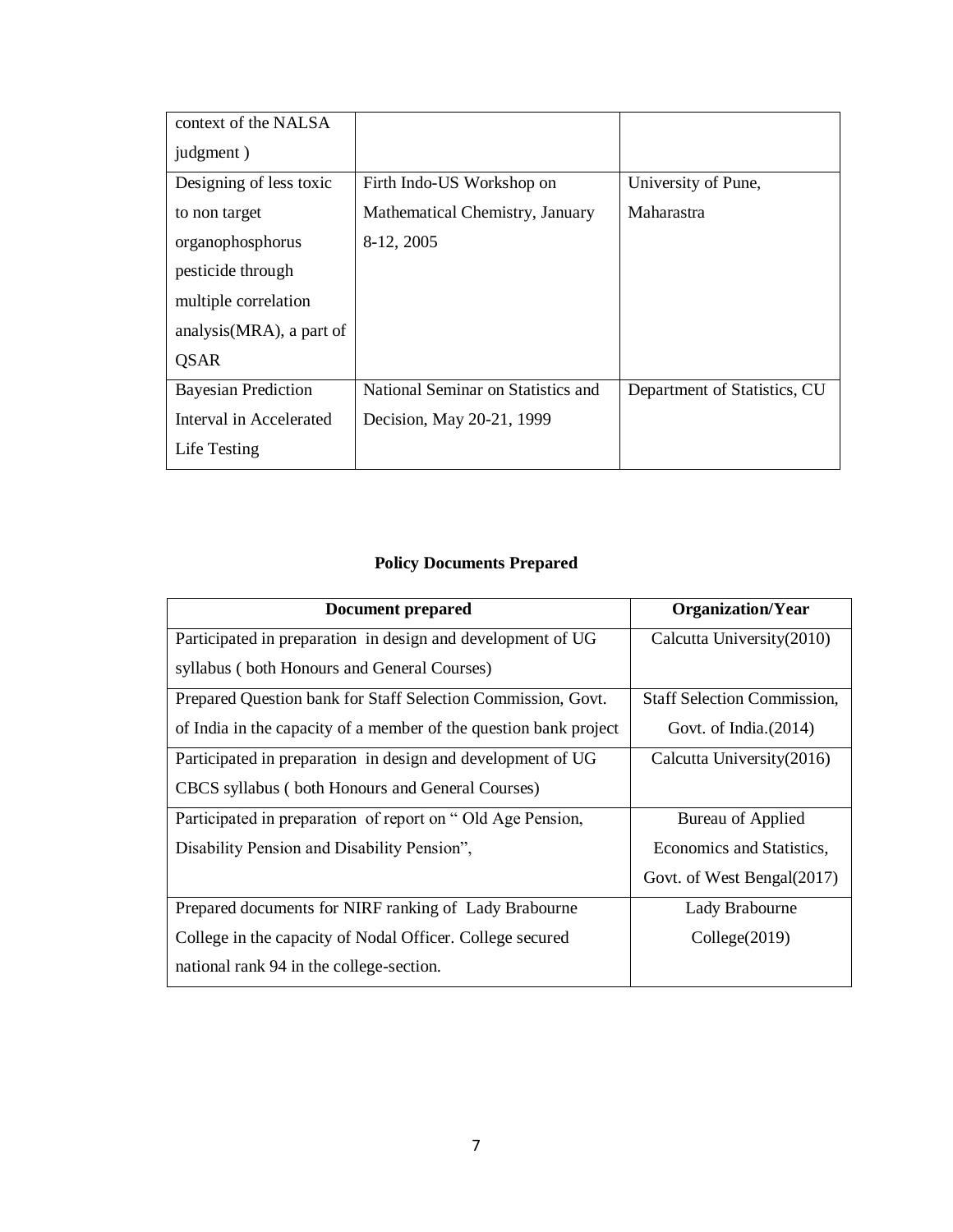| | | |
|---|---|---|
| context of the NALSA judgment ) | | |
| Designing of less toxic to non target organophosphorus pesticide through multiple correlation analysis(MRA), a part of QSAR | Firth Indo-US Workshop on Mathematical Chemistry, January 8-12, 2005 | University of Pune, Maharastra |
| Bayesian Prediction Interval in Accelerated Life Testing | National Seminar on Statistics and Decision, May 20-21, 1999 | Department of Statistics, CU |

**Policy Documents Prepared**

| Document prepared | Organization/Year |
|---|---|
| Participated in preparation in design and development of UG syllabus ( both Honours and General Courses) | Calcutta University(2010) |
| Prepared Question bank for Staff Selection Commission, Govt. of India in the capacity of a member of the question bank project | Staff Selection Commission, Govt. of India.(2014) |
| Participated in preparation in design and development of UG CBCS syllabus ( both Honours and General Courses) | Calcutta University(2016) |
| Participated in preparation of report on " Old Age Pension, Disability Pension and Disability Pension", | Bureau of Applied Economics and Statistics, Govt. of West Bengal(2017) |
| Prepared documents for NIRF ranking of Lady Brabourne College in the capacity of Nodal Officer. College secured national rank 94 in the college-section. | Lady Brabourne College(2019) |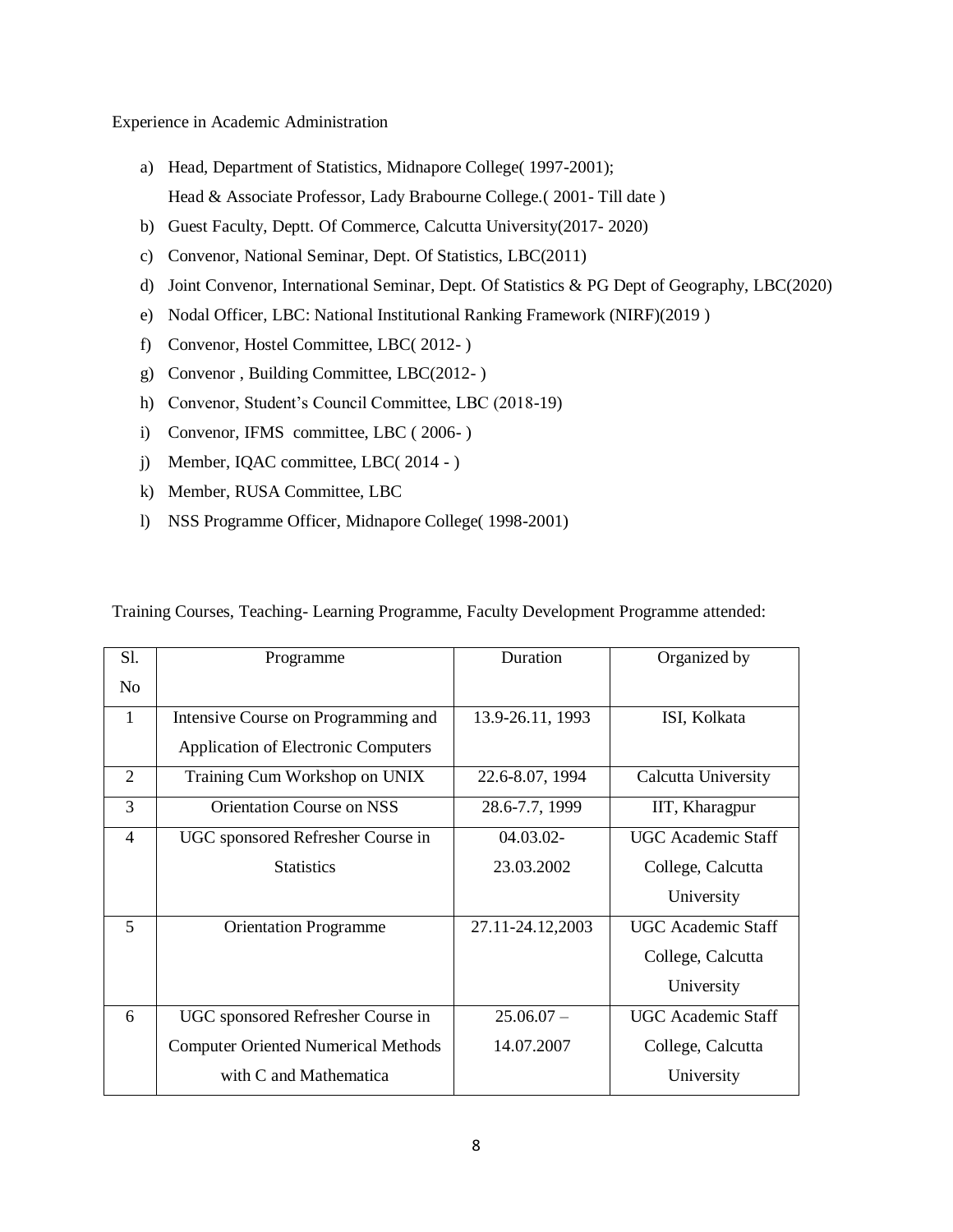Experience in Academic Administration

a) Head, Department of Statistics, Midnapore College( 1997-2001);
   Head & Associate Professor, Lady Brabourne College.( 2001- Till date )
b) Guest Faculty, Deptt. Of Commerce, Calcutta University(2017- 2020)
c) Convenor, National Seminar, Dept. Of Statistics, LBC(2011)
d) Joint Convenor, International Seminar, Dept. Of Statistics & PG Dept of Geography, LBC(2020)
e) Nodal Officer, LBC: National Institutional Ranking Framework (NIRF)(2019 )
f) Convenor, Hostel Committee, LBC( 2012- )
g) Convenor , Building Committee, LBC(2012- )
h) Convenor, Student's Council Committee, LBC (2018-19)
i) Convenor, IFMS committee, LBC ( 2006- )
j) Member, IQAC committee, LBC( 2014 - )
k) Member, RUSA Committee, LBC
l) NSS Programme Officer, Midnapore College( 1998-2001)

Training Courses, Teaching- Learning Programme, Faculty Development Programme attended:

| Sl. No | Programme | Duration | Organized by |
|---|---|---|---|
| 1 | Intensive Course on Programming and Application of Electronic Computers | 13.9-26.11, 1993 | ISI, Kolkata |
| 2 | Training Cum Workshop on UNIX | 22.6-8.07, 1994 | Calcutta University |
| 3 | Orientation Course on NSS | 28.6-7.7, 1999 | IIT, Kharagpur |
| 4 | UGC sponsored Refresher Course in Statistics | 04.03.02-23.03.2002 | UGC Academic Staff College, Calcutta University |
| 5 | Orientation Programme | 27.11-24.12,2003 | UGC Academic Staff College, Calcutta University |
| 6 | UGC sponsored Refresher Course in Computer Oriented Numerical Methods with C and Mathematica | 25.06.07 – 14.07.2007 | UGC Academic Staff College, Calcutta University |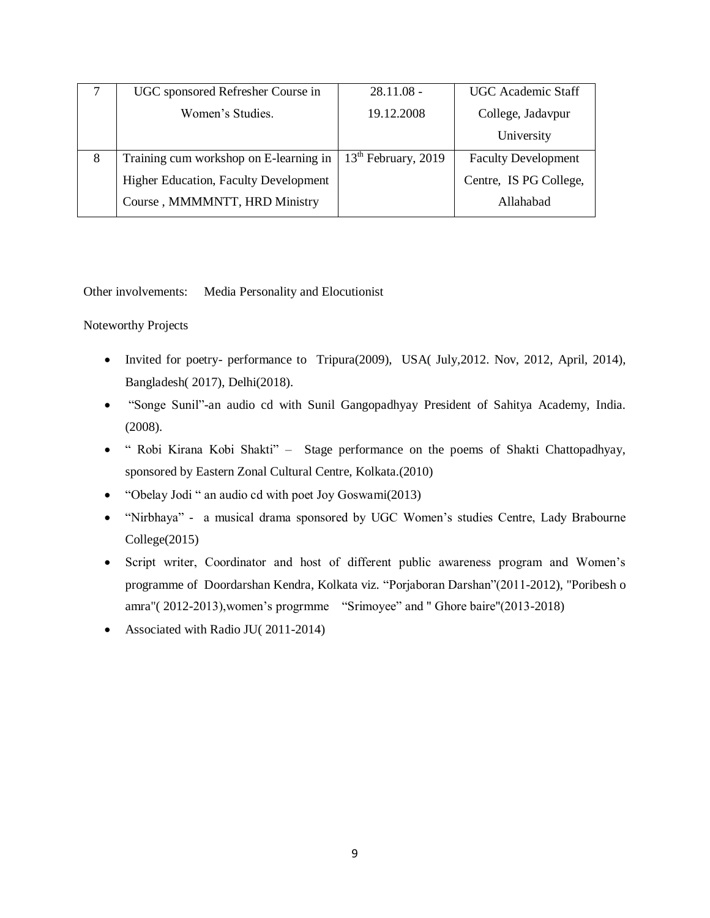| | | | |
|---|---|---|---|
| 7 | UGC sponsored Refresher Course in Women's Studies. | 28.11.08 - 19.12.2008 | UGC Academic Staff College, Jadavpur University |
| 8 | Training cum workshop on E-learning in Higher Education, Faculty Development Course , MMMMNTT, HRD Ministry | 13th February, 2019 | Faculty Development Centre, IS PG College, Allahabad |

Other involvements: Media Personality and Elocutionist

Noteworthy Projects

- Invited for poetry- performance to Tripura(2009), USA( July,2012. Nov, 2012, April, 2014), Bangladesh( 2017), Delhi(2018).
- "Songe Sunil"-an audio cd with Sunil Gangopadhyay President of Sahitya Academy, India. (2008).
- " Robi Kirana Kobi Shakti" – Stage performance on the poems of Shakti Chattopadhyay, sponsored by Eastern Zonal Cultural Centre, Kolkata.(2010)
- "Obelay Jodi " an audio cd with poet Joy Goswami(2013)
- "Nirbhaya" - a musical drama sponsored by UGC Women's studies Centre, Lady Brabourne College(2015)
- Script writer, Coordinator and host of different public awareness program and Women's programme of Doordarshan Kendra, Kolkata viz. "Porjaboran Darshan"(2011-2012), "Poribesh o amra"( 2012-2013),women's progrmme "Srimoyee" and " Ghore baire"(2013-2018)
- Associated with Radio JU( 2011-2014)